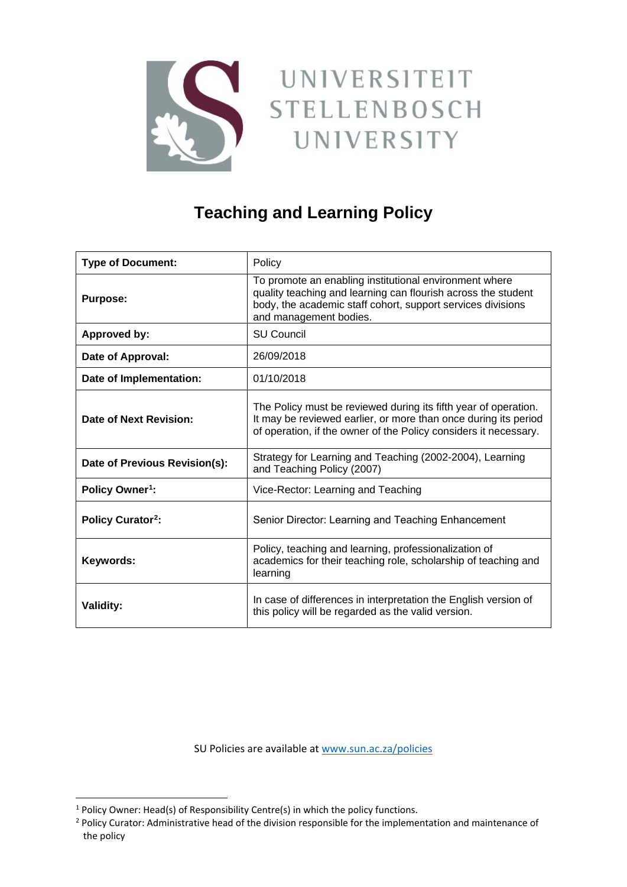UNIVERSITEIT
STELLENBOSCH
UNIVERSITY

# Teaching and Learning Policy

| | |
|---|---|
| **Type of Document:** | Policy |
| **Purpose:** | To promote an enabling institutional environment where quality teaching and learning can flourish across the student body, the academic staff cohort, support services divisions and management bodies. |
| **Approved by:** | SU Council |
| **Date of Approval:** | 26/09/2018 |
| **Date of Implementation:** | 01/10/2018 |
| **Date of Next Revision:** | The Policy must be reviewed during its fifth year of operation. It may be reviewed earlier, or more than once during its period of operation, if the owner of the Policy considers it necessary. |
| **Date of Previous Revision(s):** | Strategy for Learning and Teaching (2002-2004), Learning and Teaching Policy (2007) |
| **Policy Owner[1]:** | Vice-Rector: Learning and Teaching |
| **Policy Curator[2]:** | Senior Director: Learning and Teaching Enhancement |
| **Keywords:** | Policy, teaching and learning, professionalization of academics for their teaching role, scholarship of teaching and learning |
| **Validity:** | In case of differences in interpretation the English version of this policy will be regarded as the valid version. |

SU Policies are available at www.sun.ac.za/policies

[1] Policy Owner: Head(s) of Responsibility Centre(s) in which the policy functions.

[2] Policy Curator: Administrative head of the division responsible for the implementation and maintenance of the policy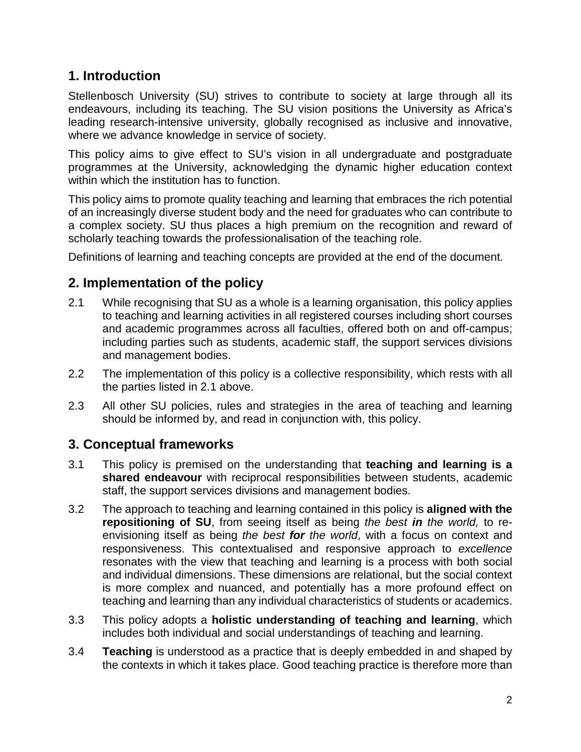## 1. Introduction

Stellenbosch University (SU) strives to contribute to society at large through all its endeavours, including its teaching. The SU vision positions the University as Africa's leading research-intensive university, globally recognised as inclusive and innovative, where we advance knowledge in service of society.

This policy aims to give effect to SU's vision in all undergraduate and postgraduate programmes at the University, acknowledging the dynamic higher education context within which the institution has to function.

This policy aims to promote quality teaching and learning that embraces the rich potential of an increasingly diverse student body and the need for graduates who can contribute to a complex society. SU thus places a high premium on the recognition and reward of scholarly teaching towards the professionalisation of the teaching role.

Definitions of learning and teaching concepts are provided at the end of the document.

## 2. Implementation of the policy

2.1 While recognising that SU as a whole is a learning organisation, this policy applies to teaching and learning activities in all registered courses including short courses and academic programmes across all faculties, offered both on and off-campus; including parties such as students, academic staff, the support services divisions and management bodies.

2.2 The implementation of this policy is a collective responsibility, which rests with all the parties listed in 2.1 above.

2.3 All other SU policies, rules and strategies in the area of teaching and learning should be informed by, and read in conjunction with, this policy.

## 3. Conceptual frameworks

3.1 This policy is premised on the understanding that **teaching and learning is a shared endeavour** with reciprocal responsibilities between students, academic staff, the support services divisions and management bodies.

3.2 The approach to teaching and learning contained in this policy is **aligned with the repositioning of SU**, from seeing itself as being *the best **in** the world,* to re-envisioning itself as being *the best **for** the world*, with a focus on context and responsiveness. This contextualised and responsive approach to *excellence* resonates with the view that teaching and learning is a process with both social and individual dimensions. These dimensions are relational, but the social context is more complex and nuanced, and potentially has a more profound effect on teaching and learning than any individual characteristics of students or academics.

3.3 This policy adopts a **holistic understanding of teaching and learning**, which includes both individual and social understandings of teaching and learning.

3.4 **Teaching** is understood as a practice that is deeply embedded in and shaped by the contexts in which it takes place. Good teaching practice is therefore more than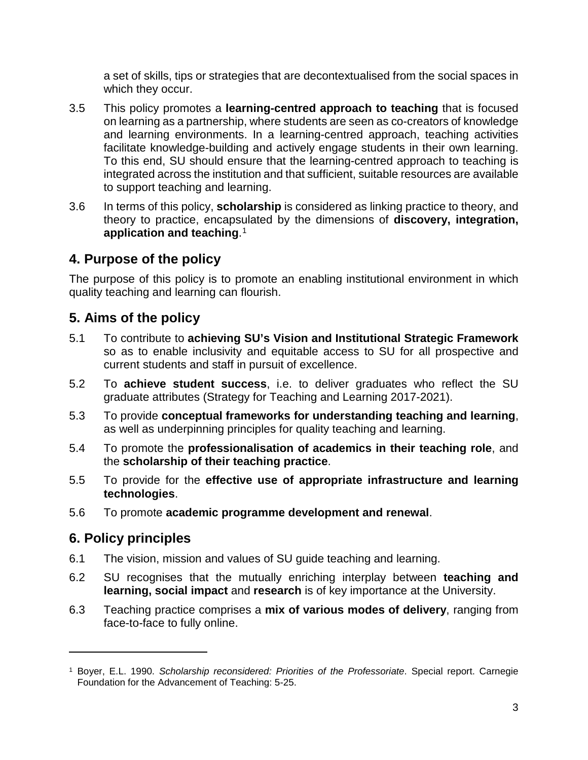a set of skills, tips or strategies that are decontextualised from the social spaces in which they occur.

3.5 This policy promotes a **learning-centred approach to teaching** that is focused on learning as a partnership, where students are seen as co-creators of knowledge and learning environments. In a learning-centred approach, teaching activities facilitate knowledge-building and actively engage students in their own learning. To this end, SU should ensure that the learning-centred approach to teaching is integrated across the institution and that sufficient, suitable resources are available to support teaching and learning.

3.6 In terms of this policy, **scholarship** is considered as linking practice to theory, and theory to practice, encapsulated by the dimensions of **discovery, integration, application and teaching**.[1]

## 4. Purpose of the policy

The purpose of this policy is to promote an enabling institutional environment in which quality teaching and learning can flourish.

## 5. Aims of the policy

5.1 To contribute to **achieving SU's Vision and Institutional Strategic Framework** so as to enable inclusivity and equitable access to SU for all prospective and current students and staff in pursuit of excellence.

5.2 To **achieve student success**, i.e. to deliver graduates who reflect the SU graduate attributes (Strategy for Teaching and Learning 2017-2021).

5.3 To provide **conceptual frameworks for understanding teaching and learning**, as well as underpinning principles for quality teaching and learning.

5.4 To promote the **professionalisation of academics in their teaching role**, and the **scholarship of their teaching practice**.

5.5 To provide for the **effective use of appropriate infrastructure and learning technologies**.

5.6 To promote **academic programme development and renewal**.

## 6. Policy principles

6.1 The vision, mission and values of SU guide teaching and learning.

6.2 SU recognises that the mutually enriching interplay between **teaching and learning, social impact** and **research** is of key importance at the University.

6.3 Teaching practice comprises a **mix of various modes of delivery**, ranging from face-to-face to fully online.

---

[1] Boyer, E.L. 1990. *Scholarship reconsidered: Priorities of the Professoriate*. Special report. Carnegie Foundation for the Advancement of Teaching: 5-25.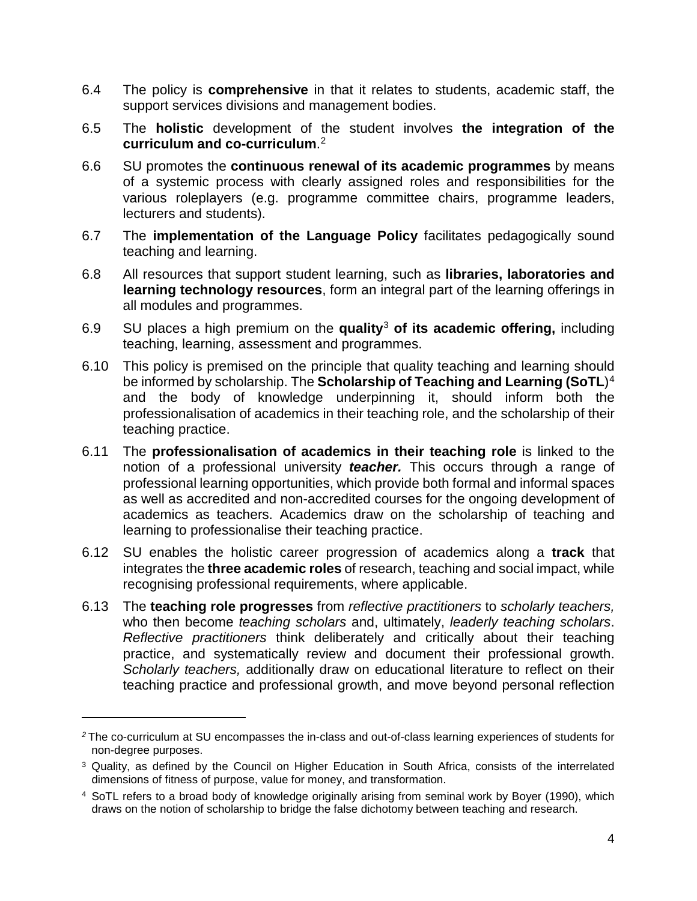6.4 The policy is **comprehensive** in that it relates to students, academic staff, the support services divisions and management bodies.

6.5 The **holistic** development of the student involves **the integration of the curriculum and co-curriculum**.[2]

6.6 SU promotes the **continuous renewal of its academic programmes** by means of a systemic process with clearly assigned roles and responsibilities for the various roleplayers (e.g. programme committee chairs, programme leaders, lecturers and students).

6.7 The **implementation of the Language Policy** facilitates pedagogically sound teaching and learning.

6.8 All resources that support student learning, such as **libraries, laboratories and learning technology resources**, form an integral part of the learning offerings in all modules and programmes.

6.9 SU places a high premium on the **quality**[3] **of its academic offering,** including teaching, learning, assessment and programmes.

6.10 This policy is premised on the principle that quality teaching and learning should be informed by scholarship. The **Scholarship of Teaching and Learning (SoTL)**[4] and the body of knowledge underpinning it, should inform both the professionalisation of academics in their teaching role, and the scholarship of their teaching practice.

6.11 The **professionalisation of academics in their teaching role** is linked to the notion of a professional university ***teacher.*** This occurs through a range of professional learning opportunities, which provide both formal and informal spaces as well as accredited and non-accredited courses for the ongoing development of academics as teachers. Academics draw on the scholarship of teaching and learning to professionalise their teaching practice.

6.12 SU enables the holistic career progression of academics along a **track** that integrates the **three academic roles** of research, teaching and social impact, while recognising professional requirements, where applicable.

6.13 The **teaching role progresses** from *reflective practitioners* to *scholarly teachers,* who then become *teaching scholars* and, ultimately, *leaderly teaching scholars*. *Reflective practitioners* think deliberately and critically about their teaching practice, and systematically review and document their professional growth. *Scholarly teachers,* additionally draw on educational literature to reflect on their teaching practice and professional growth, and move beyond personal reflection

---

[2] The co-curriculum at SU encompasses the in-class and out-of-class learning experiences of students for non-degree purposes.

[3] Quality, as defined by the Council on Higher Education in South Africa, consists of the interrelated dimensions of fitness of purpose, value for money, and transformation.

[4] SoTL refers to a broad body of knowledge originally arising from seminal work by Boyer (1990), which draws on the notion of scholarship to bridge the false dichotomy between teaching and research.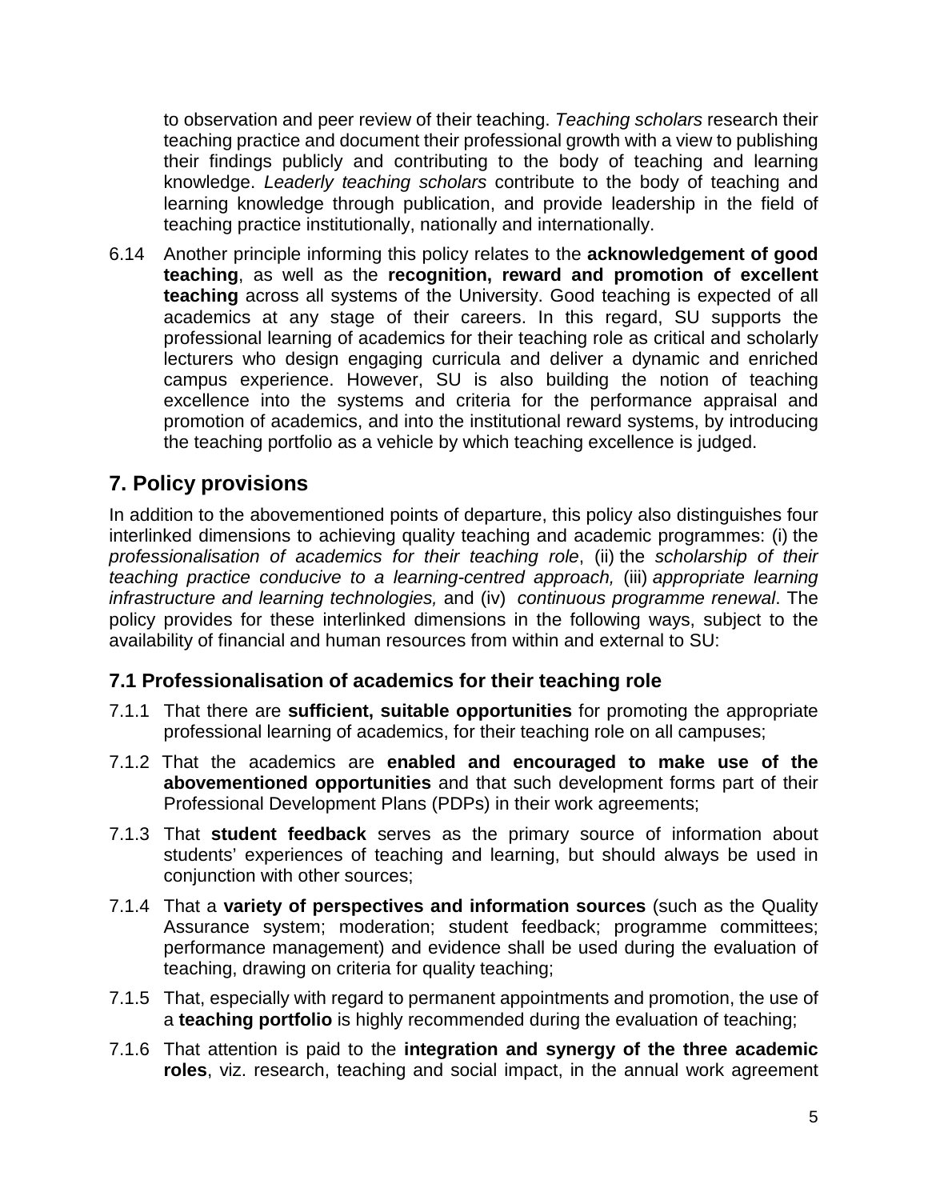to observation and peer review of their teaching. *Teaching scholars* research their teaching practice and document their professional growth with a view to publishing their findings publicly and contributing to the body of teaching and learning knowledge. *Leaderly teaching scholars* contribute to the body of teaching and learning knowledge through publication, and provide leadership in the field of teaching practice institutionally, nationally and internationally.

6.14 Another principle informing this policy relates to the **acknowledgement of good teaching**, as well as the **recognition, reward and promotion of excellent teaching** across all systems of the University. Good teaching is expected of all academics at any stage of their careers. In this regard, SU supports the professional learning of academics for their teaching role as critical and scholarly lecturers who design engaging curricula and deliver a dynamic and enriched campus experience. However, SU is also building the notion of teaching excellence into the systems and criteria for the performance appraisal and promotion of academics, and into the institutional reward systems, by introducing the teaching portfolio as a vehicle by which teaching excellence is judged.

## 7. Policy provisions

In addition to the abovementioned points of departure, this policy also distinguishes four interlinked dimensions to achieving quality teaching and academic programmes: (i) the *professionalisation of academics for their teaching role*, (ii) the *scholarship of their teaching practice conducive to a learning-centred approach,* (iii) *appropriate learning infrastructure and learning technologies,* and (iv) *continuous programme renewal*. The policy provides for these interlinked dimensions in the following ways, subject to the availability of financial and human resources from within and external to SU:

### 7.1 Professionalisation of academics for their teaching role

7.1.1 That there are **sufficient, suitable opportunities** for promoting the appropriate professional learning of academics, for their teaching role on all campuses;

7.1.2 That the academics are **enabled and encouraged to make use of the abovementioned opportunities** and that such development forms part of their Professional Development Plans (PDPs) in their work agreements;

7.1.3 That **student feedback** serves as the primary source of information about students' experiences of teaching and learning, but should always be used in conjunction with other sources;

7.1.4 That a **variety of perspectives and information sources** (such as the Quality Assurance system; moderation; student feedback; programme committees; performance management) and evidence shall be used during the evaluation of teaching, drawing on criteria for quality teaching;

7.1.5 That, especially with regard to permanent appointments and promotion, the use of a **teaching portfolio** is highly recommended during the evaluation of teaching;

7.1.6 That attention is paid to the **integration and synergy of the three academic roles**, viz. research, teaching and social impact, in the annual work agreement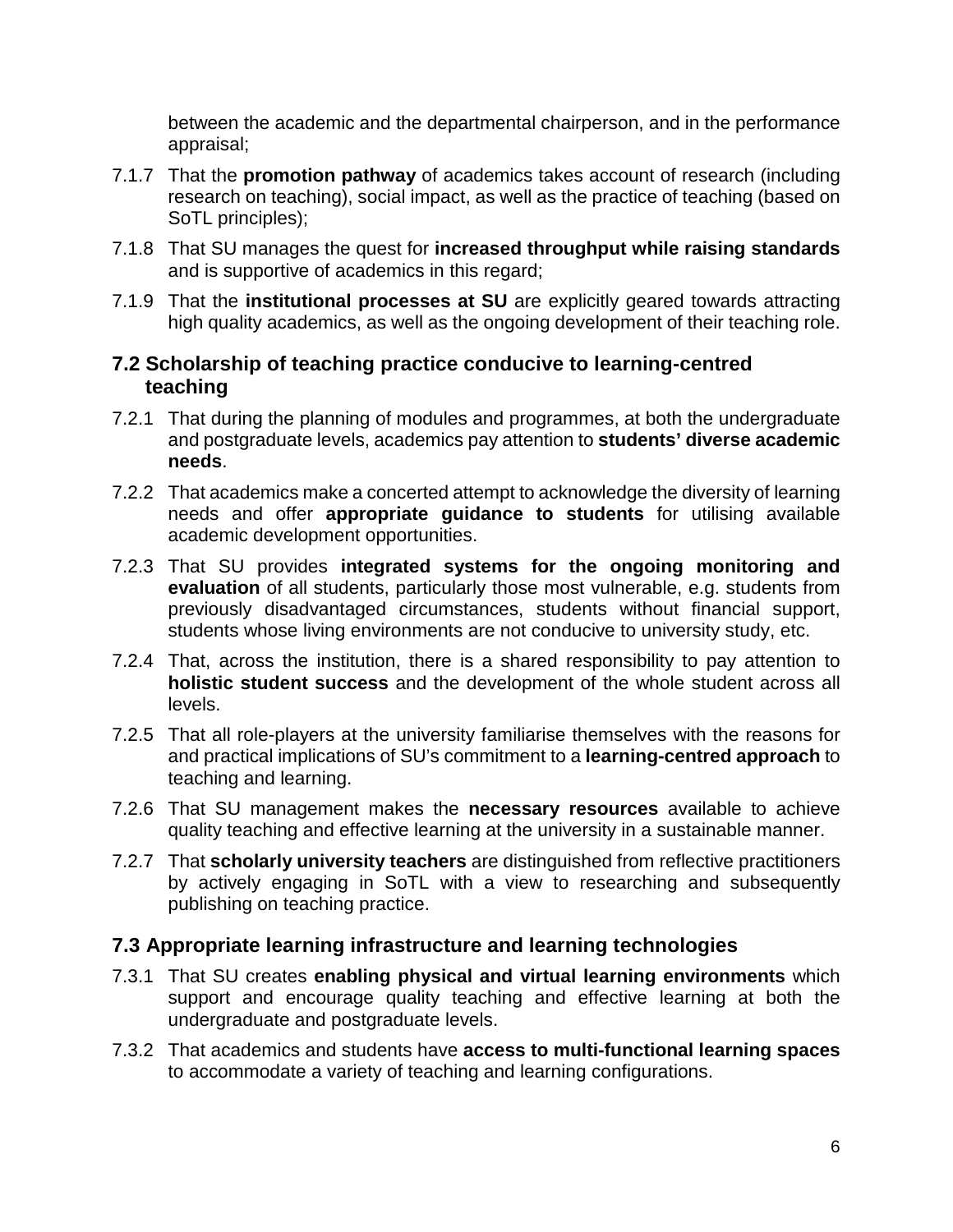between the academic and the departmental chairperson, and in the performance appraisal;

7.1.7 That the **promotion pathway** of academics takes account of research (including research on teaching), social impact, as well as the practice of teaching (based on SoTL principles);

7.1.8 That SU manages the quest for **increased throughput while raising standards** and is supportive of academics in this regard;

7.1.9 That the **institutional processes at SU** are explicitly geared towards attracting high quality academics, as well as the ongoing development of their teaching role.

## 7.2 Scholarship of teaching practice conducive to learning-centred teaching

7.2.1 That during the planning of modules and programmes, at both the undergraduate and postgraduate levels, academics pay attention to **students' diverse academic needs**.

7.2.2 That academics make a concerted attempt to acknowledge the diversity of learning needs and offer **appropriate guidance to students** for utilising available academic development opportunities.

7.2.3 That SU provides **integrated systems for the ongoing monitoring and evaluation** of all students, particularly those most vulnerable, e.g. students from previously disadvantaged circumstances, students without financial support, students whose living environments are not conducive to university study, etc.

7.2.4 That, across the institution, there is a shared responsibility to pay attention to **holistic student success** and the development of the whole student across all levels.

7.2.5 That all role-players at the university familiarise themselves with the reasons for and practical implications of SU's commitment to a **learning-centred approach** to teaching and learning.

7.2.6 That SU management makes the **necessary resources** available to achieve quality teaching and effective learning at the university in a sustainable manner.

7.2.7 That **scholarly university teachers** are distinguished from reflective practitioners by actively engaging in SoTL with a view to researching and subsequently publishing on teaching practice.

## 7.3 Appropriate learning infrastructure and learning technologies

7.3.1 That SU creates **enabling physical and virtual learning environments** which support and encourage quality teaching and effective learning at both the undergraduate and postgraduate levels.

7.3.2 That academics and students have **access to multi-functional learning spaces** to accommodate a variety of teaching and learning configurations.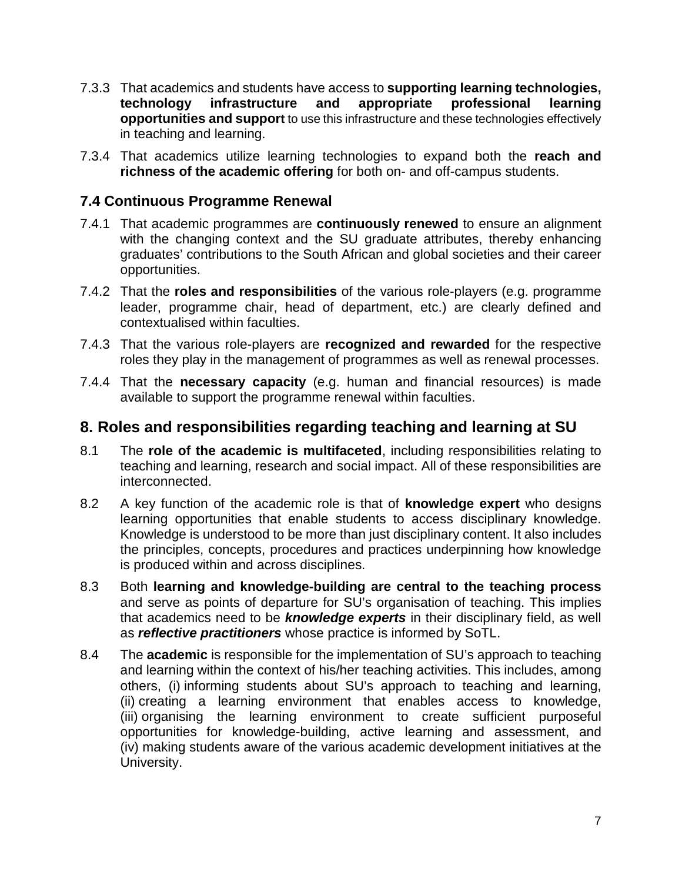7.3.3 That academics and students have access to **supporting learning technologies, technology infrastructure and appropriate professional learning opportunities and support** to use this infrastructure and these technologies effectively in teaching and learning.

7.3.4 That academics utilize learning technologies to expand both the **reach and richness of the academic offering** for both on- and off-campus students.

### 7.4 Continuous Programme Renewal

7.4.1 That academic programmes are **continuously renewed** to ensure an alignment with the changing context and the SU graduate attributes, thereby enhancing graduates' contributions to the South African and global societies and their career opportunities.

7.4.2 That the **roles and responsibilities** of the various role-players (e.g. programme leader, programme chair, head of department, etc.) are clearly defined and contextualised within faculties.

7.4.3 That the various role-players are **recognized and rewarded** for the respective roles they play in the management of programmes as well as renewal processes.

7.4.4 That the **necessary capacity** (e.g. human and financial resources) is made available to support the programme renewal within faculties.

## 8. Roles and responsibilities regarding teaching and learning at SU

8.1 The **role of the academic is multifaceted**, including responsibilities relating to teaching and learning, research and social impact. All of these responsibilities are interconnected.

8.2 A key function of the academic role is that of **knowledge expert** who designs learning opportunities that enable students to access disciplinary knowledge. Knowledge is understood to be more than just disciplinary content. It also includes the principles, concepts, procedures and practices underpinning how knowledge is produced within and across disciplines.

8.3 Both **learning and knowledge-building are central to the teaching process** and serve as points of departure for SU's organisation of teaching. This implies that academics need to be ***knowledge experts*** in their disciplinary field, as well as ***reflective practitioners*** whose practice is informed by SoTL.

8.4 The **academic** is responsible for the implementation of SU's approach to teaching and learning within the context of his/her teaching activities. This includes, among others, (i) informing students about SU's approach to teaching and learning, (ii) creating a learning environment that enables access to knowledge, (iii) organising the learning environment to create sufficient purposeful opportunities for knowledge-building, active learning and assessment, and (iv) making students aware of the various academic development initiatives at the University.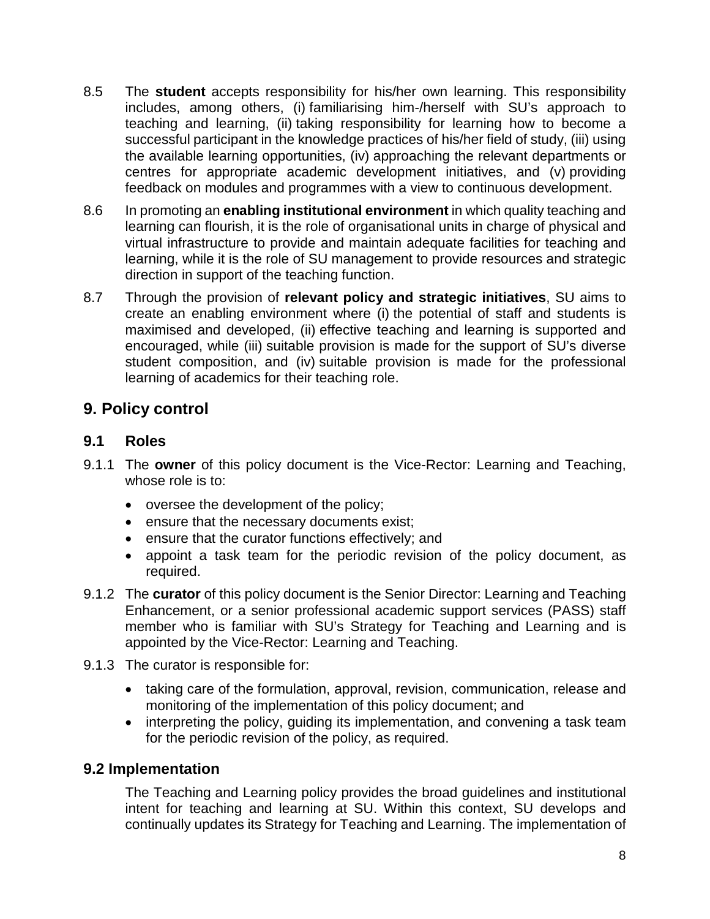8.5 The **student** accepts responsibility for his/her own learning. This responsibility includes, among others, (i) familiarising him-/herself with SU's approach to teaching and learning, (ii) taking responsibility for learning how to become a successful participant in the knowledge practices of his/her field of study, (iii) using the available learning opportunities, (iv) approaching the relevant departments or centres for appropriate academic development initiatives, and (v) providing feedback on modules and programmes with a view to continuous development.

8.6 In promoting an **enabling institutional environment** in which quality teaching and learning can flourish, it is the role of organisational units in charge of physical and virtual infrastructure to provide and maintain adequate facilities for teaching and learning, while it is the role of SU management to provide resources and strategic direction in support of the teaching function.

8.7 Through the provision of **relevant policy and strategic initiatives**, SU aims to create an enabling environment where (i) the potential of staff and students is maximised and developed, (ii) effective teaching and learning is supported and encouraged, while (iii) suitable provision is made for the support of SU's diverse student composition, and (iv) suitable provision is made for the professional learning of academics for their teaching role.

## 9. Policy control

### 9.1 Roles

9.1.1 The **owner** of this policy document is the Vice-Rector: Learning and Teaching, whose role is to:

- oversee the development of the policy;
- ensure that the necessary documents exist;
- ensure that the curator functions effectively; and
- appoint a task team for the periodic revision of the policy document, as required.

9.1.2 The **curator** of this policy document is the Senior Director: Learning and Teaching Enhancement, or a senior professional academic support services (PASS) staff member who is familiar with SU's Strategy for Teaching and Learning and is appointed by the Vice-Rector: Learning and Teaching.

9.1.3 The curator is responsible for:

- taking care of the formulation, approval, revision, communication, release and monitoring of the implementation of this policy document; and
- interpreting the policy, guiding its implementation, and convening a task team for the periodic revision of the policy, as required.

### 9.2 Implementation

The Teaching and Learning policy provides the broad guidelines and institutional intent for teaching and learning at SU. Within this context, SU develops and continually updates its Strategy for Teaching and Learning. The implementation of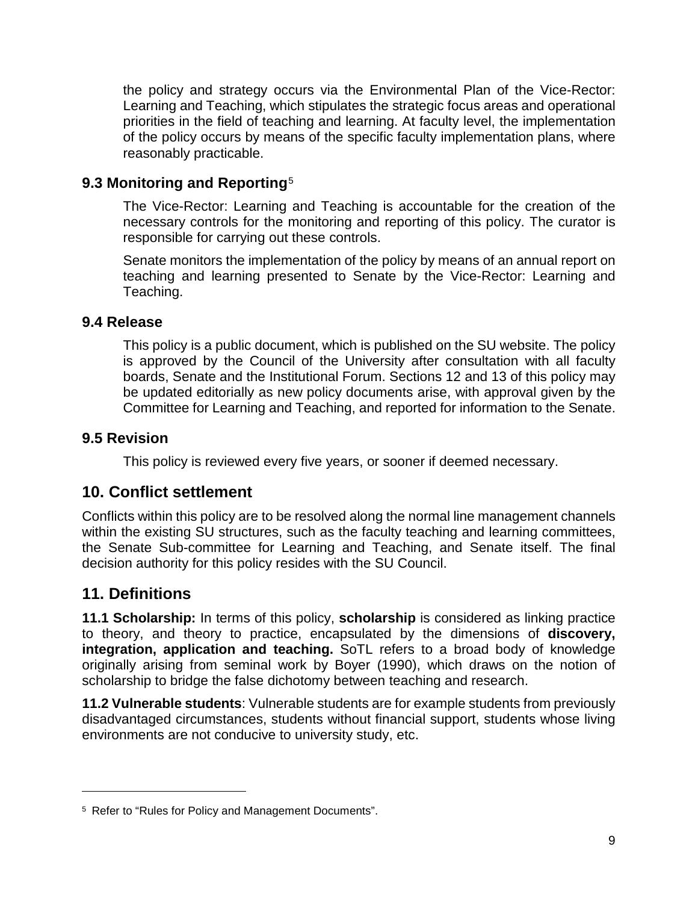the policy and strategy occurs via the Environmental Plan of the Vice-Rector: Learning and Teaching, which stipulates the strategic focus areas and operational priorities in the field of teaching and learning. At faculty level, the implementation of the policy occurs by means of the specific faculty implementation plans, where reasonably practicable.

### 9.3 Monitoring and Reporting[5]

The Vice-Rector: Learning and Teaching is accountable for the creation of the necessary controls for the monitoring and reporting of this policy. The curator is responsible for carrying out these controls.

Senate monitors the implementation of the policy by means of an annual report on teaching and learning presented to Senate by the Vice-Rector: Learning and Teaching.

### 9.4 Release

This policy is a public document, which is published on the SU website. The policy is approved by the Council of the University after consultation with all faculty boards, Senate and the Institutional Forum. Sections 12 and 13 of this policy may be updated editorially as new policy documents arise, with approval given by the Committee for Learning and Teaching, and reported for information to the Senate.

### 9.5 Revision

This policy is reviewed every five years, or sooner if deemed necessary.

## 10. Conflict settlement

Conflicts within this policy are to be resolved along the normal line management channels within the existing SU structures, such as the faculty teaching and learning committees, the Senate Sub-committee for Learning and Teaching, and Senate itself. The final decision authority for this policy resides with the SU Council.

## 11. Definitions

**11.1 Scholarship:** In terms of this policy, **scholarship** is considered as linking practice to theory, and theory to practice, encapsulated by the dimensions of **discovery, integration, application and teaching.** SoTL refers to a broad body of knowledge originally arising from seminal work by Boyer (1990), which draws on the notion of scholarship to bridge the false dichotomy between teaching and research.

**11.2 Vulnerable students**: Vulnerable students are for example students from previously disadvantaged circumstances, students without financial support, students whose living environments are not conducive to university study, etc.

---

[5] Refer to "Rules for Policy and Management Documents".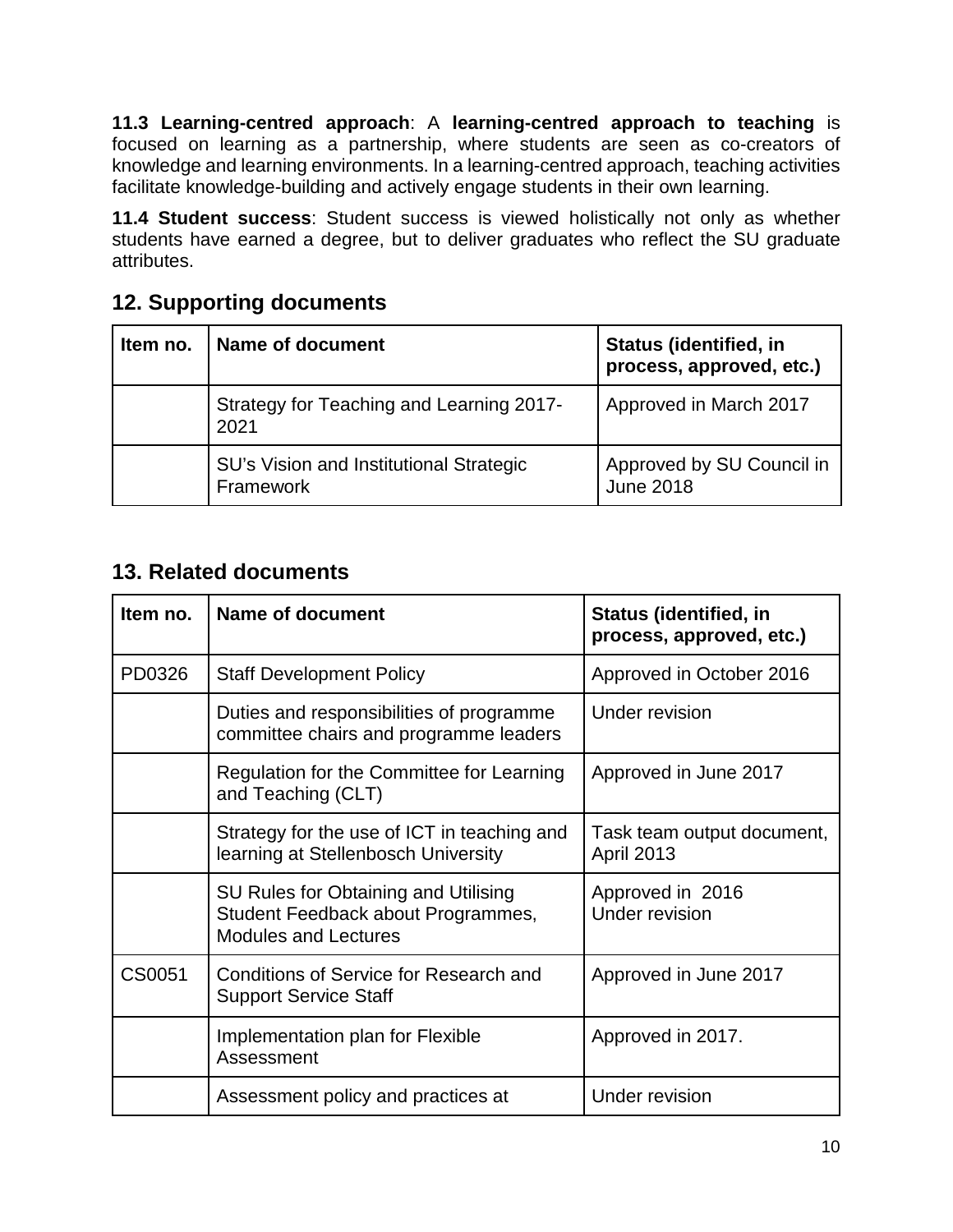**11.3 Learning-centred approach**: A **learning-centred approach to teaching** is focused on learning as a partnership, where students are seen as co-creators of knowledge and learning environments. In a learning-centred approach, teaching activities facilitate knowledge-building and actively engage students in their own learning.

**11.4 Student success**: Student success is viewed holistically not only as whether students have earned a degree, but to deliver graduates who reflect the SU graduate attributes.

## 12. Supporting documents

| Item no. | Name of document | Status (identified, in process, approved, etc.) |
|---|---|---|
| | Strategy for Teaching and Learning 2017-2021 | Approved in March 2017 |
| | SU's Vision and Institutional Strategic Framework | Approved by SU Council in June 2018 |

## 13. Related documents

| Item no. | Name of document | Status (identified, in process, approved, etc.) |
|---|---|---|
| PD0326 | Staff Development Policy | Approved in October 2016 |
| | Duties and responsibilities of programme committee chairs and programme leaders | Under revision |
| | Regulation for the Committee for Learning and Teaching (CLT) | Approved in June 2017 |
| | Strategy for the use of ICT in teaching and learning at Stellenbosch University | Task team output document, April 2013 |
| | SU Rules for Obtaining and Utilising Student Feedback about Programmes, Modules and Lectures | Approved in 2016<br>Under revision |
| CS0051 | Conditions of Service for Research and Support Service Staff | Approved in June 2017 |
| | Implementation plan for Flexible Assessment | Approved in 2017. |
| | Assessment policy and practices at | Under revision |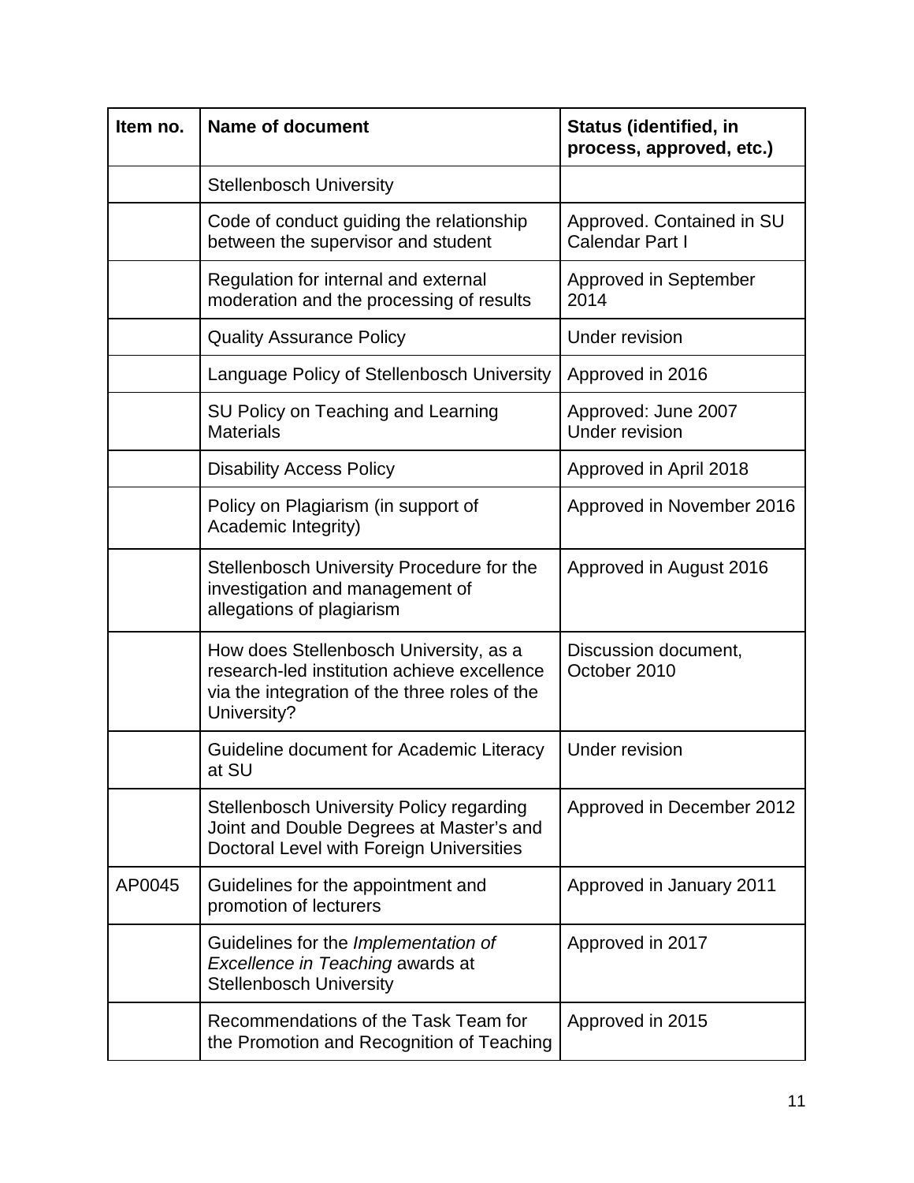| Item no. | Name of document | Status (identified, in process, approved, etc.) |
|---|---|---|
| | Stellenbosch University | |
| | Code of conduct guiding the relationship between the supervisor and student | Approved. Contained in SU Calendar Part I |
| | Regulation for internal and external moderation and the processing of results | Approved in September 2014 |
| | Quality Assurance Policy | Under revision |
| | Language Policy of Stellenbosch University | Approved in 2016 |
| | SU Policy on Teaching and Learning Materials | Approved: June 2007<br>Under revision |
| | Disability Access Policy | Approved in April 2018 |
| | Policy on Plagiarism (in support of Academic Integrity) | Approved in November 2016 |
| | Stellenbosch University Procedure for the investigation and management of allegations of plagiarism | Approved in August 2016 |
| | How does Stellenbosch University, as a research-led institution achieve excellence via the integration of the three roles of the University? | Discussion document, October 2010 |
| | Guideline document for Academic Literacy at SU | Under revision |
| | Stellenbosch University Policy regarding Joint and Double Degrees at Master's and Doctoral Level with Foreign Universities | Approved in December 2012 |
| AP0045 | Guidelines for the appointment and promotion of lecturers | Approved in January 2011 |
| | Guidelines for the *Implementation of Excellence in Teaching* awards at Stellenbosch University | Approved in 2017 |
| | Recommendations of the Task Team for the Promotion and Recognition of Teaching | Approved in 2015 |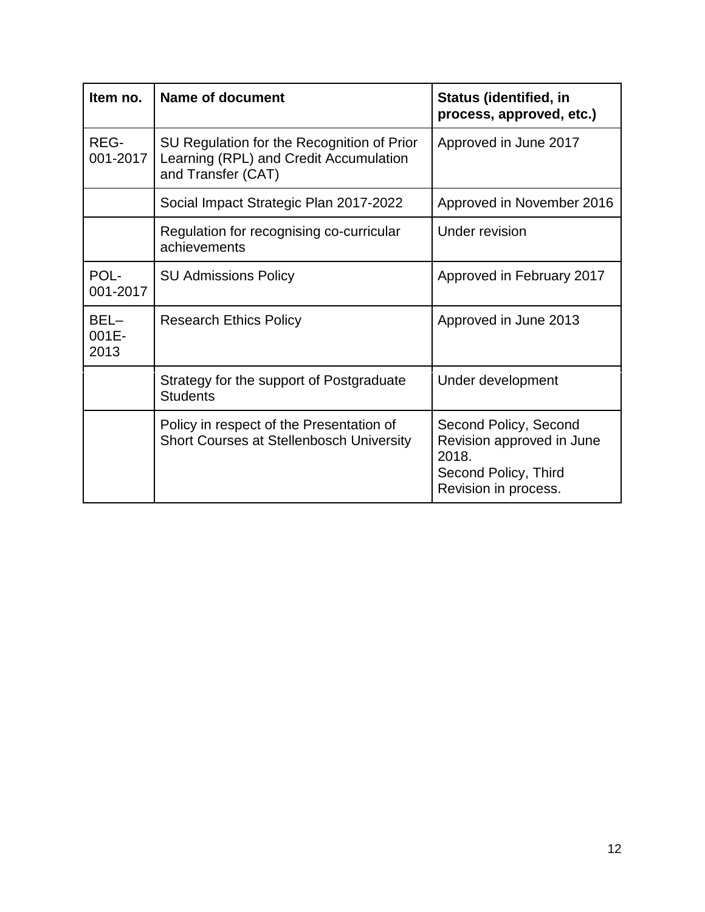| Item no. | Name of document | Status (identified, in process, approved, etc.) |
|---|---|---|
| REG-001-2017 | SU Regulation for the Recognition of Prior Learning (RPL) and Credit Accumulation and Transfer (CAT) | Approved in June 2017 |
| | Social Impact Strategic Plan 2017-2022 | Approved in November 2016 |
| | Regulation for recognising co-curricular achievements | Under revision |
| POL-001-2017 | SU Admissions Policy | Approved in February 2017 |
| BEL–001E-2013 | Research Ethics Policy | Approved in June 2013 |
| | Strategy for the support of Postgraduate Students | Under development |
| | Policy in respect of the Presentation of Short Courses at Stellenbosch University | Second Policy, Second Revision approved in June 2018.<br>Second Policy, Third Revision in process. |